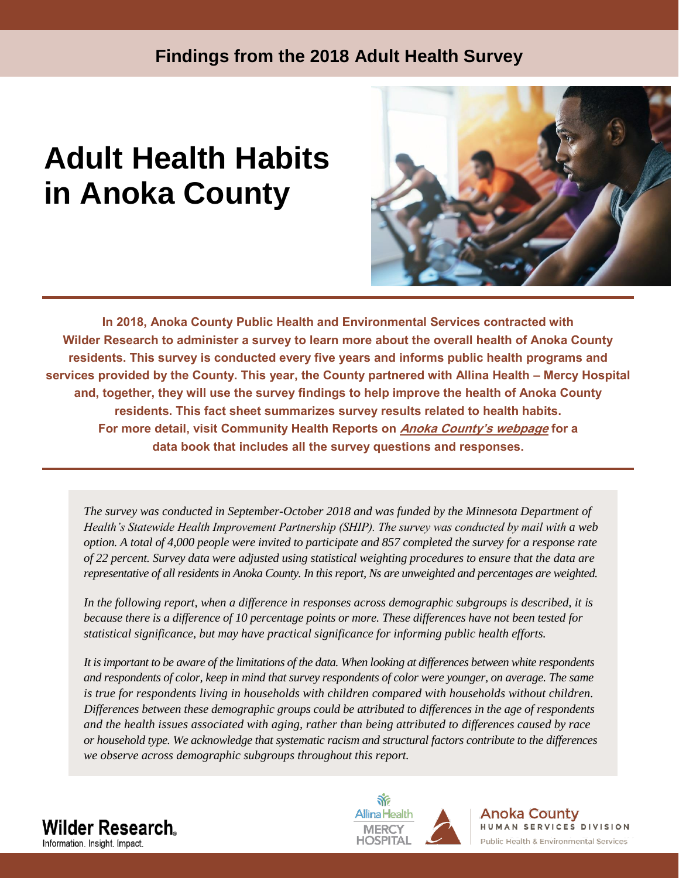**Findings from the 2018 Adult Health Survey**

# Adult Health Habits in Anoka County

**In 2018, Anoka County Public Health and Environmental Services contracted with Wilder Research to administer a survey to learn more about the overall health of Anoka County residents. This survey is conducted every five years and informs public health programs and services provided by the County. This year, the County partnered with Allina Health – Mercy Hospital and, together, they will use the survey findings to help improve the health of Anoka County residents. This fact sheet summarizes survey results related to health habits. For more detail, visit Community Health Reports on *Anoka County's webpage* for a data book that includes all the survey questions and responses.**

*The survey was conducted in September-October 2018 and was funded by the Minnesota Department of Health's Statewide Health Improvement Partnership (SHIP). The survey was conducted by mail with a web option. A total of 4,000 people were invited to participate and 857 completed the survey for a response rate of 22 percent. Survey data were adjusted using statistical weighting procedures to ensure that the data are representative of all residents in Anoka County. In this report, Ns are unweighted and percentages are weighted.*

*In the following report, when a difference in responses across demographic subgroups is described, it is because there is a difference of 10 percentage points or more. These differences have not been tested for statistical significance, but may have practical significance for informing public health efforts.*

*It is important to be aware of the limitations of the data. When looking at differences between white respondents and respondents of color, keep in mind that survey respondents of color were younger, on average. The same is true for respondents living in households with children compared with households without children. Differences between these demographic groups could be attributed to differences in the age of respondents and the health issues associated with aging, rather than being attributed to differences caused by race or household type. We acknowledge that systematic racism and structural factors contribute to the differences we observe across demographic subgroups throughout this report.*

Wilder Research. Information. Insight. Impact.

Allina Health MERCY HOSPITAL

Anoka County HUMAN SERVICES DIVISION Public Health & Environmental Services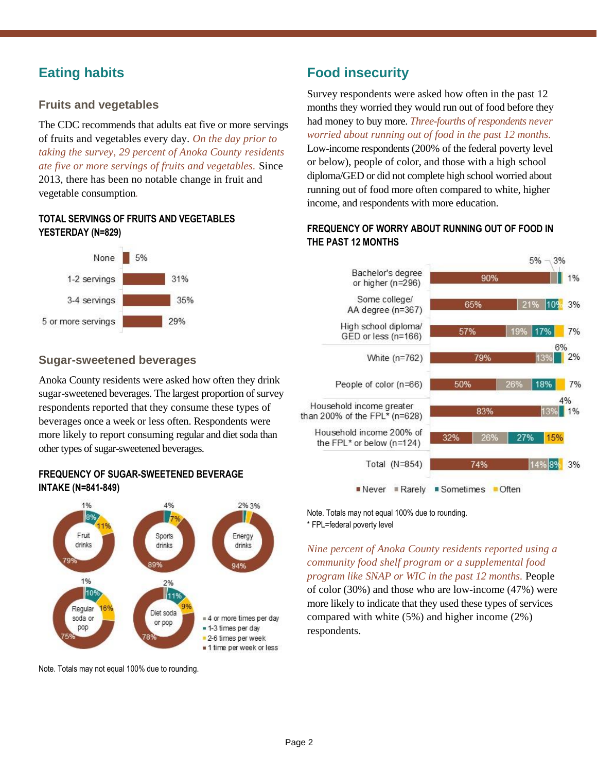## Eating habits

### Fruits and vegetables

The CDC recommends that adults eat five or more servings of fruits and vegetables every day. *On the day prior to taking the survey, 29 percent of Anoka County residents ate five or more servings of fruits and vegetables.* Since 2013, there has been no notable change in fruit and vegetable consumption.

**TOTAL SERVINGS OF FRUITS AND VEGETABLES YESTERDAY (N=829)**

| Servings | Percent |
|---|---|
| None | 5% |
| 1-2 servings | 31% |
| 3-4 servings | 35% |
| 5 or more servings | 29% |

### Sugar-sweetened beverages

Anoka County residents were asked how often they drink sugar-sweetened beverages. The largest proportion of survey respondents reported that they consume these types of beverages once a week or less often. Respondents were more likely to report consuming regular and diet soda than other types of sugar-sweetened beverages.

**FREQUENCY OF SUGAR-SWEETENED BEVERAGE INTAKE (N=841-849)**

| Beverage | 4 or more times per day | 1-3 times per day | 2-6 times per week | 1 time per week or less |
|---|---|---|---|---|
| Fruit drinks | 1% | 8% | 11% | 79% |
| Sports drinks | | 4% | 7% | 89% |
| Energy drinks | 2% | | 3% | 94% |
| Regular soda or pop | 1% | 10% | 16% | 75% |
| Diet soda or pop | 2% | 11% | 9% | 78% |

Note. Totals may not equal 100% due to rounding.

## Food insecurity

Survey respondents were asked how often in the past 12 months they worried they would run out of food before they had money to buy more. *Three-fourths of respondents never worried about running out of food in the past 12 months.* Low-income respondents (200% of the federal poverty level or below), people of color, and those with a high school diploma/GED or did not complete high school worried about running out of food more often compared to white, higher income, and respondents with more education.

**FREQUENCY OF WORRY ABOUT RUNNING OUT OF FOOD IN THE PAST 12 MONTHS**

| Group | Never | Rarely | Sometimes | Often |
|---|---|---|---|---|
| Bachelor's degree or higher (n=296) | 90% | 5% | 3% | 1% |
| Some college/ AA degree (n=367) | 65% | 21% | 10% | 3% |
| High school diploma/ GED or less (n=166) | 57% | 19% | 17% | 7% |
| White (n=762) | 79% | 13% | 6% | 2% |
| People of color (n=66) | 50% | 26% | 18% | 7% |
| Household income greater than 200% of the FPL* (n=628) | 83% | 13% | 4% | 1% |
| Household income 200% of the FPL* or below (n=124) | 32% | 26% | 27% | 15% |
| Total (N=854) | 74% | 14% | 8% | 3% |

Note. Totals may not equal 100% due to rounding.
\* FPL=federal poverty level

*Nine percent of Anoka County residents reported using a community food shelf program or a supplemental food program like SNAP or WIC in the past 12 months.* People of color (30%) and those who are low-income (47%) were more likely to indicate that they used these types of services compared with white (5%) and higher income (2%) respondents.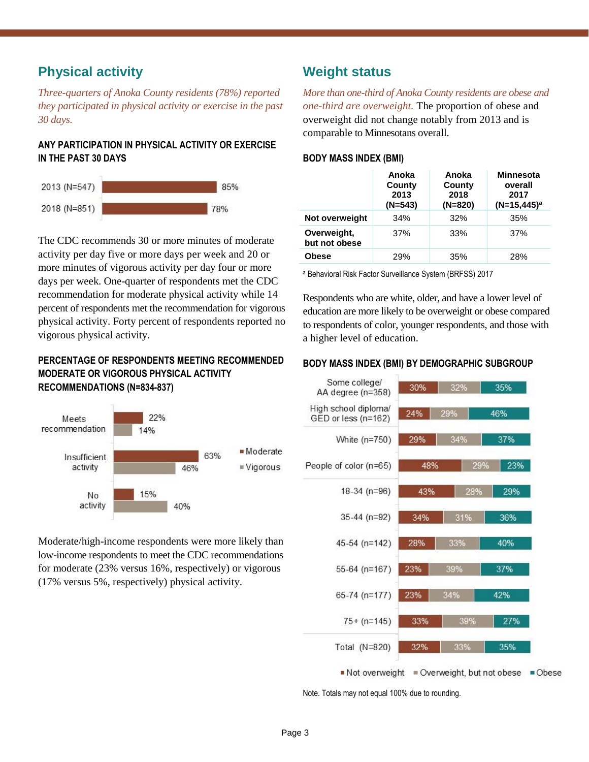## Physical activity

*Three-quarters of Anoka County residents (78%) reported they participated in physical activity or exercise in the past 30 days.*

### ANY PARTICIPATION IN PHYSICAL ACTIVITY OR EXERCISE IN THE PAST 30 DAYS

| Year | Percent |
|---|---|
| 2013 (N=547) | 85% |
| 2018 (N=851) | 78% |

The CDC recommends 30 or more minutes of moderate activity per day five or more days per week and 20 or more minutes of vigorous activity per day four or more days per week. One-quarter of respondents met the CDC recommendation for moderate physical activity while 14 percent of respondents met the recommendation for vigorous physical activity. Forty percent of respondents reported no vigorous physical activity.

### PERCENTAGE OF RESPONDENTS MEETING RECOMMENDED MODERATE OR VIGOROUS PHYSICAL ACTIVITY RECOMMENDATIONS (N=834-837)

| | Moderate | Vigorous |
|---|---|---|
| Meets recommendation | 22% | 14% |
| Insufficient activity | 63% | 46% |
| No activity | 15% | 40% |

Moderate/high-income respondents were more likely than low-income respondents to meet the CDC recommendations for moderate (23% versus 16%, respectively) or vigorous (17% versus 5%, respectively) physical activity.

## Weight status

*More than one-third of Anoka County residents are obese and one-third are overweight.* The proportion of obese and overweight did not change notably from 2013 and is comparable to Minnesotans overall.

### BODY MASS INDEX (BMI)

| | Anoka County 2013 (N=543) | Anoka County 2018 (N=820) | Minnesota overall 2017 (N=15,445)[a] |
|---|---|---|---|
| **Not overweight** | 34% | 32% | 35% |
| **Overweight, but not obese** | 37% | 33% | 37% |
| **Obese** | 29% | 35% | 28% |

[a] Behavioral Risk Factor Surveillance System (BRFSS) 2017

Respondents who are white, older, and have a lower level of education are more likely to be overweight or obese compared to respondents of color, younger respondents, and those with a higher level of education.

### BODY MASS INDEX (BMI) BY DEMOGRAPHIC SUBGROUP

| | Not overweight | Overweight, but not obese | Obese |
|---|---|---|---|
| Some college/ AA degree (n=358) | 30% | 32% | 35% |
| High school diploma/ GED or less (n=162) | 24% | 29% | 46% |
| White (n=750) | 29% | 34% | 37% |
| People of color (n=65) | 48% | 29% | 23% |
| 18-34 (n=96) | 43% | 28% | 29% |
| 35-44 (n=92) | 34% | 31% | 36% |
| 45-54 (n=142) | 28% | 33% | 40% |
| 55-64 (n=167) | 23% | 39% | 37% |
| 65-74 (n=177) | 23% | 34% | 42% |
| 75+ (n=145) | 33% | 39% | 27% |
| Total (N=820) | 32% | 33% | 35% |

Note. Totals may not equal 100% due to rounding.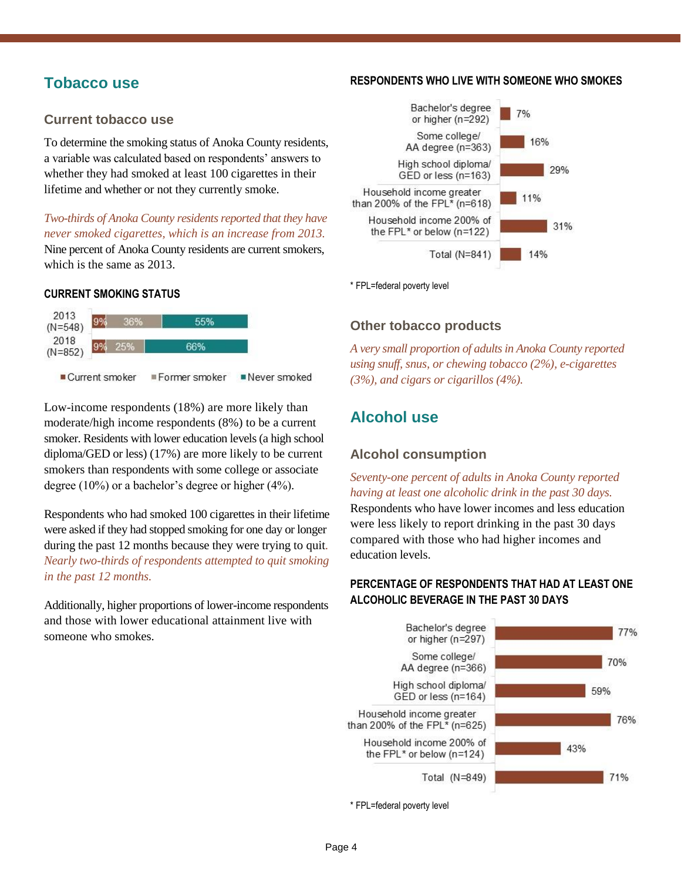## Tobacco use

### Current tobacco use

To determine the smoking status of Anoka County residents, a variable was calculated based on respondents' answers to whether they had smoked at least 100 cigarettes in their lifetime and whether or not they currently smoke.

*Two-thirds of Anoka County residents reported that they have never smoked cigarettes, which is an increase from 2013.* Nine percent of Anoka County residents are current smokers, which is the same as 2013.

**CURRENT SMOKING STATUS**

| | Current smoker | Former smoker | Never smoked |
|---|---|---|---|
| 2013 (N=548) | 9% | 36% | 55% |
| 2018 (N=852) | 9% | 25% | 66% |

Low-income respondents (18%) are more likely than moderate/high income respondents (8%) to be a current smoker. Residents with lower education levels (a high school diploma/GED or less) (17%) are more likely to be current smokers than respondents with some college or associate degree (10%) or a bachelor's degree or higher (4%).

Respondents who had smoked 100 cigarettes in their lifetime were asked if they had stopped smoking for one day or longer during the past 12 months because they were trying to quit. *Nearly two-thirds of respondents attempted to quit smoking in the past 12 months.*

Additionally, higher proportions of lower-income respondents and those with lower educational attainment live with someone who smokes.

**RESPONDENTS WHO LIVE WITH SOMEONE WHO SMOKES**

| | Percent |
|---|---|
| Bachelor's degree or higher (n=292) | 7% |
| Some college/ AA degree (n=363) | 16% |
| High school diploma/ GED or less (n=163) | 29% |
| Household income greater than 200% of the FPL* (n=618) | 11% |
| Household income 200% of the FPL* or below (n=122) | 31% |
| Total (N=841) | 14% |

* FPL=federal poverty level

### Other tobacco products

*A very small proportion of adults in Anoka County reported using snuff, snus, or chewing tobacco (2%), e-cigarettes (3%), and cigars or cigarillos (4%).*

## Alcohol use

### Alcohol consumption

*Seventy-one percent of adults in Anoka County reported having at least one alcoholic drink in the past 30 days.* Respondents who have lower incomes and less education were less likely to report drinking in the past 30 days compared with those who had higher incomes and education levels.

**PERCENTAGE OF RESPONDENTS THAT HAD AT LEAST ONE ALCOHOLIC BEVERAGE IN THE PAST 30 DAYS**

| | Percent |
|---|---|
| Bachelor's degree or higher (n=297) | 77% |
| Some college/ AA degree (n=366) | 70% |
| High school diploma/ GED or less (n=164) | 59% |
| Household income greater than 200% of the FPL* (n=625) | 76% |
| Household income 200% of the FPL* or below (n=124) | 43% |
| Total (N=849) | 71% |

* FPL=federal poverty level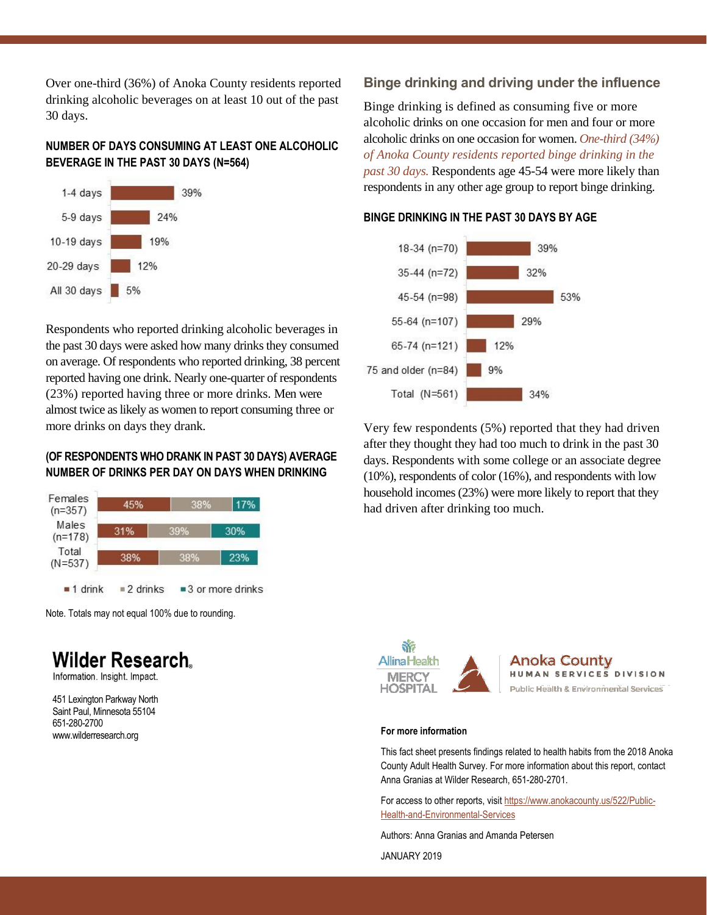Over one-third (36%) of Anoka County residents reported drinking alcoholic beverages on at least 10 out of the past 30 days.

#### NUMBER OF DAYS CONSUMING AT LEAST ONE ALCOHOLIC BEVERAGE IN THE PAST 30 DAYS (N=564)

1-4 days 39%
5-9 days 24%
10-19 days 19%
20-29 days 12%
All 30 days 5%

Respondents who reported drinking alcoholic beverages in the past 30 days were asked how many drinks they consumed on average. Of respondents who reported drinking, 38 percent reported having one drink. Nearly one-quarter of respondents (23%) reported having three or more drinks. Men were almost twice as likely as women to report consuming three or more drinks on days they drank.

#### (OF RESPONDENTS WHO DRANK IN PAST 30 DAYS) AVERAGE NUMBER OF DRINKS PER DAY ON DAYS WHEN DRINKING

Females (n=357) 45% 38% 17%
Males (n=178) 31% 39% 30%
Total (N=537) 38% 38% 23%

1 drink  2 drinks  3 or more drinks

Note. Totals may not equal 100% due to rounding.

## Binge drinking and driving under the influence

Binge drinking is defined as consuming five or more alcoholic drinks on one occasion for men and four or more alcoholic drinks on one occasion for women. *One-third (34%) of Anoka County residents reported binge drinking in the past 30 days.* Respondents age 45-54 were more likely than respondents in any other age group to report binge drinking.

#### BINGE DRINKING IN THE PAST 30 DAYS BY AGE

18-34 (n=70) 39%
35-44 (n=72) 32%
45-54 (n=98) 53%
55-64 (n=107) 29%
65-74 (n=121) 12%
75 and older (n=84) 9%
Total (N=561) 34%

Very few respondents (5%) reported that they had driven after they thought they had too much to drink in the past 30 days. Respondents with some college or an associate degree (10%), respondents of color (16%), and respondents with low household incomes (23%) were more likely to report that they had driven after drinking too much.

**Wilder Research.**
Information. Insight. Impact.

451 Lexington Parkway North
Saint Paul, Minnesota 55104
651-280-2700
www.wilderresearch.org

Allina Health Mercy Hospital

Anoka County
HUMAN SERVICES DIVISION
Public Health & Environmental Services

**For more information**

This fact sheet presents findings related to health habits from the 2018 Anoka County Adult Health Survey. For more information about this report, contact Anna Granias at Wilder Research, 651-280-2701.

For access to other reports, visit https://www.anokacounty.us/522/Public-Health-and-Environmental-Services

Authors: Anna Granias and Amanda Petersen

JANUARY 2019